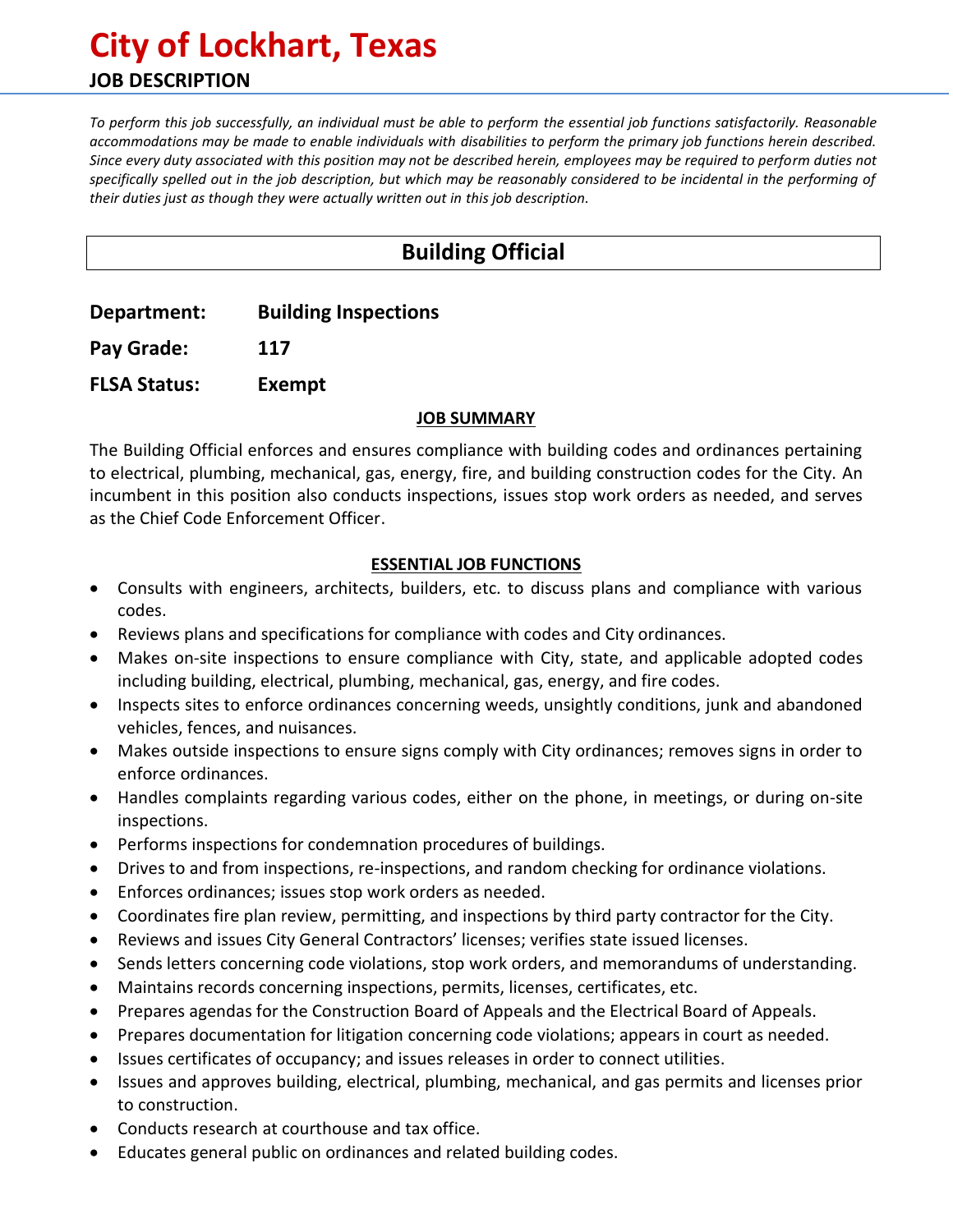# City of Lockhart, Texas

## JOB DESCRIPTION

*To perform this job successfully, an individual must be able to perform the essential job functions satisfactorily. Reasonable accommodations may be made to enable individuals with disabilities to perform the primary job functions herein described. Since every duty associated with this position may not be described herein, employees may be required to perform duties not specifically spelled out in the job description, but which may be reasonably considered to be incidental in the performing of their duties just as though they were actually written out in this job description.*

## Building Official

**Department:** **Building Inspections**

**Pay Grade:** **117**

**FLSA Status:** **Exempt**

### JOB SUMMARY

The Building Official enforces and ensures compliance with building codes and ordinances pertaining to electrical, plumbing, mechanical, gas, energy, fire, and building construction codes for the City. An incumbent in this position also conducts inspections, issues stop work orders as needed, and serves as the Chief Code Enforcement Officer.

### ESSENTIAL JOB FUNCTIONS

- Consults with engineers, architects, builders, etc. to discuss plans and compliance with various codes.
- Reviews plans and specifications for compliance with codes and City ordinances.
- Makes on-site inspections to ensure compliance with City, state, and applicable adopted codes including building, electrical, plumbing, mechanical, gas, energy, and fire codes.
- Inspects sites to enforce ordinances concerning weeds, unsightly conditions, junk and abandoned vehicles, fences, and nuisances.
- Makes outside inspections to ensure signs comply with City ordinances; removes signs in order to enforce ordinances.
- Handles complaints regarding various codes, either on the phone, in meetings, or during on-site inspections.
- Performs inspections for condemnation procedures of buildings.
- Drives to and from inspections, re-inspections, and random checking for ordinance violations.
- Enforces ordinances; issues stop work orders as needed.
- Coordinates fire plan review, permitting, and inspections by third party contractor for the City.
- Reviews and issues City General Contractors' licenses; verifies state issued licenses.
- Sends letters concerning code violations, stop work orders, and memorandums of understanding.
- Maintains records concerning inspections, permits, licenses, certificates, etc.
- Prepares agendas for the Construction Board of Appeals and the Electrical Board of Appeals.
- Prepares documentation for litigation concerning code violations; appears in court as needed.
- Issues certificates of occupancy; and issues releases in order to connect utilities.
- Issues and approves building, electrical, plumbing, mechanical, and gas permits and licenses prior to construction.
- Conducts research at courthouse and tax office.
- Educates general public on ordinances and related building codes.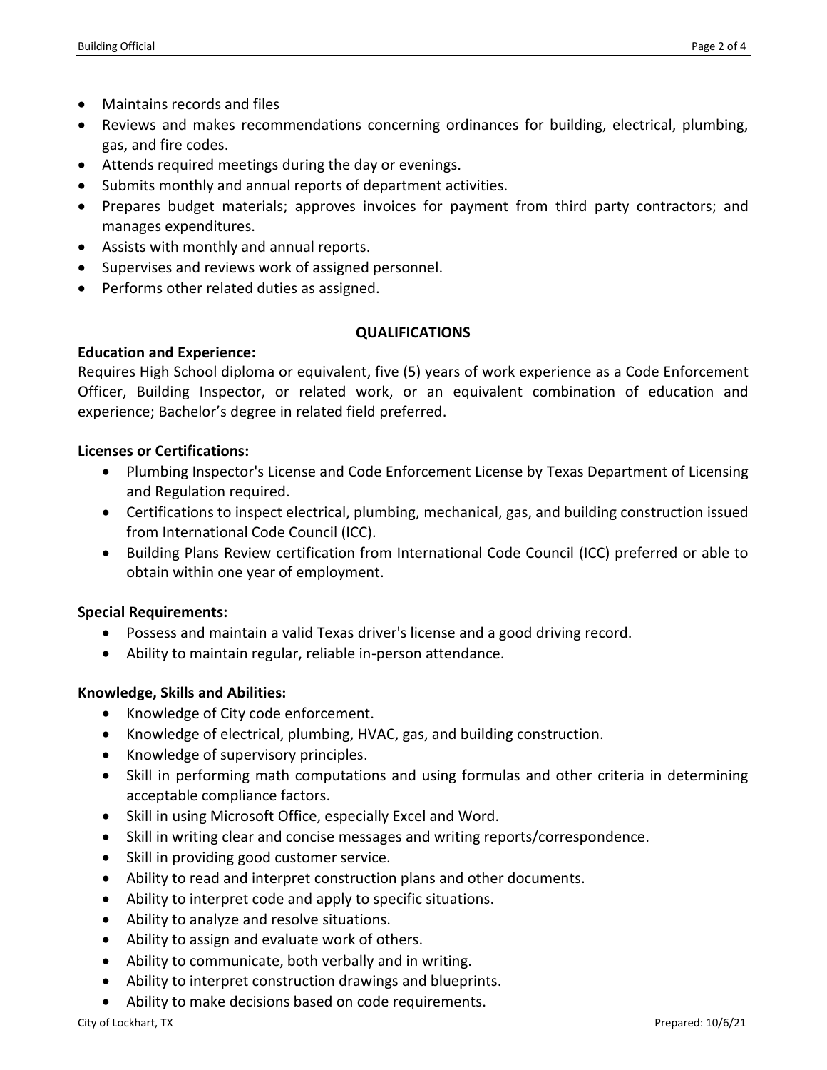- Maintains records and files
- Reviews and makes recommendations concerning ordinances for building, electrical, plumbing, gas, and fire codes.
- Attends required meetings during the day or evenings.
- Submits monthly and annual reports of department activities.
- Prepares budget materials; approves invoices for payment from third party contractors; and manages expenditures.
- Assists with monthly and annual reports.
- Supervises and reviews work of assigned personnel.
- Performs other related duties as assigned.

## QUALIFICATIONS

**Education and Experience:**

Requires High School diploma or equivalent, five (5) years of work experience as a Code Enforcement Officer, Building Inspector, or related work, or an equivalent combination of education and experience; Bachelor's degree in related field preferred.

**Licenses or Certifications:**

- Plumbing Inspector's License and Code Enforcement License by Texas Department of Licensing and Regulation required.
- Certifications to inspect electrical, plumbing, mechanical, gas, and building construction issued from International Code Council (ICC).
- Building Plans Review certification from International Code Council (ICC) preferred or able to obtain within one year of employment.

**Special Requirements:**

- Possess and maintain a valid Texas driver's license and a good driving record.
- Ability to maintain regular, reliable in-person attendance.

**Knowledge, Skills and Abilities:**

- Knowledge of City code enforcement.
- Knowledge of electrical, plumbing, HVAC, gas, and building construction.
- Knowledge of supervisory principles.
- Skill in performing math computations and using formulas and other criteria in determining acceptable compliance factors.
- Skill in using Microsoft Office, especially Excel and Word.
- Skill in writing clear and concise messages and writing reports/correspondence.
- Skill in providing good customer service.
- Ability to read and interpret construction plans and other documents.
- Ability to interpret code and apply to specific situations.
- Ability to analyze and resolve situations.
- Ability to assign and evaluate work of others.
- Ability to communicate, both verbally and in writing.
- Ability to interpret construction drawings and blueprints.
- Ability to make decisions based on code requirements.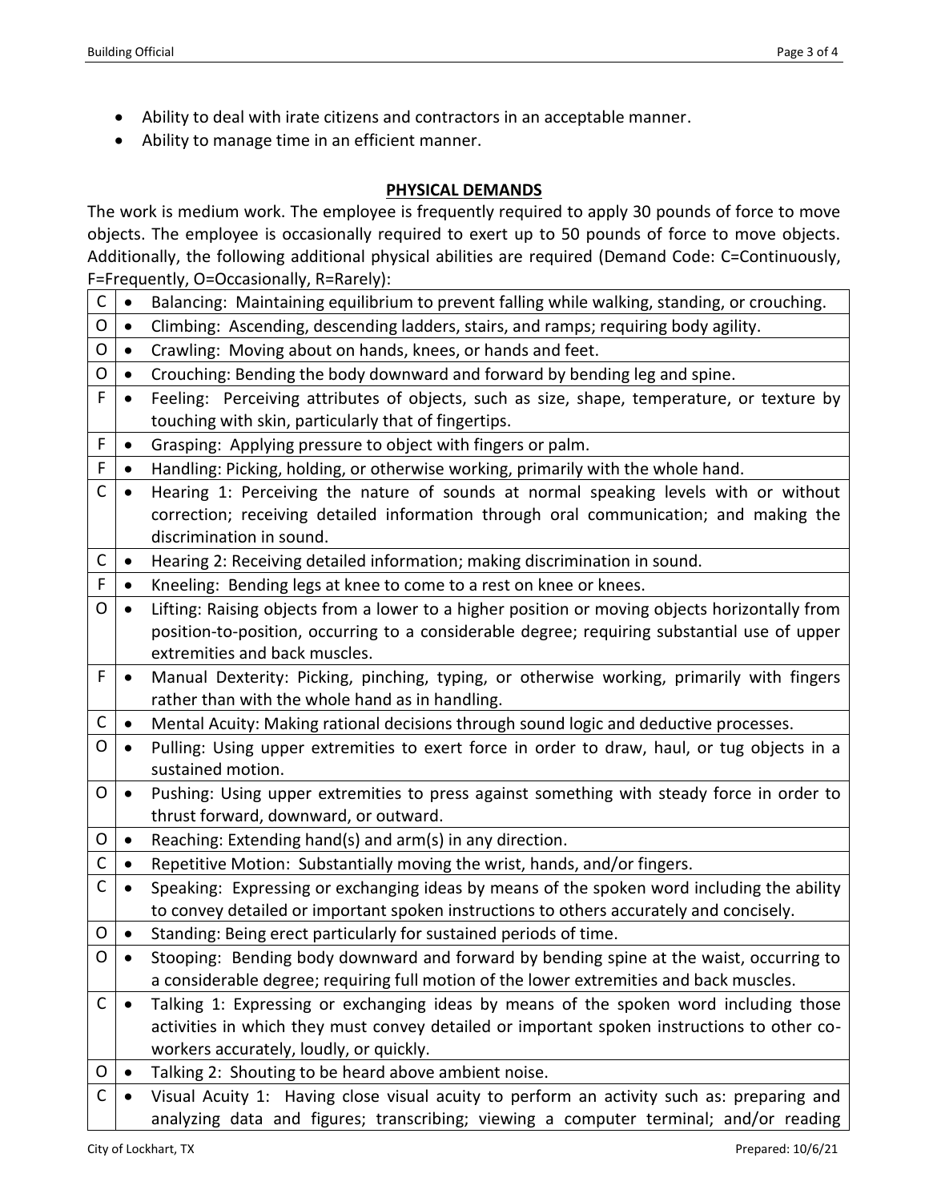- Ability to deal with irate citizens and contractors in an acceptable manner.
- Ability to manage time in an efficient manner.

## PHYSICAL DEMANDS

The work is medium work. The employee is frequently required to apply 30 pounds of force to move objects. The employee is occasionally required to exert up to 50 pounds of force to move objects. Additionally, the following additional physical abilities are required (Demand Code: C=Continuously, F=Frequently, O=Occasionally, R=Rarely):

| Code | Physical Ability |
|---|---|
| C | • Balancing: Maintaining equilibrium to prevent falling while walking, standing, or crouching. |
| O | • Climbing: Ascending, descending ladders, stairs, and ramps; requiring body agility. |
| O | • Crawling: Moving about on hands, knees, or hands and feet. |
| O | • Crouching: Bending the body downward and forward by bending leg and spine. |
| F | • Feeling: Perceiving attributes of objects, such as size, shape, temperature, or texture by touching with skin, particularly that of fingertips. |
| F | • Grasping: Applying pressure to object with fingers or palm. |
| F | • Handling: Picking, holding, or otherwise working, primarily with the whole hand. |
| C | • Hearing 1: Perceiving the nature of sounds at normal speaking levels with or without correction; receiving detailed information through oral communication; and making the discrimination in sound. |
| C | • Hearing 2: Receiving detailed information; making discrimination in sound. |
| F | • Kneeling: Bending legs at knee to come to a rest on knee or knees. |
| O | • Lifting: Raising objects from a lower to a higher position or moving objects horizontally from position-to-position, occurring to a considerable degree; requiring substantial use of upper extremities and back muscles. |
| F | • Manual Dexterity: Picking, pinching, typing, or otherwise working, primarily with fingers rather than with the whole hand as in handling. |
| C | • Mental Acuity: Making rational decisions through sound logic and deductive processes. |
| O | • Pulling: Using upper extremities to exert force in order to draw, haul, or tug objects in a sustained motion. |
| O | • Pushing: Using upper extremities to press against something with steady force in order to thrust forward, downward, or outward. |
| O | • Reaching: Extending hand(s) and arm(s) in any direction. |
| C | • Repetitive Motion: Substantially moving the wrist, hands, and/or fingers. |
| C | • Speaking: Expressing or exchanging ideas by means of the spoken word including the ability to convey detailed or important spoken instructions to others accurately and concisely. |
| O | • Standing: Being erect particularly for sustained periods of time. |
| O | • Stooping: Bending body downward and forward by bending spine at the waist, occurring to a considerable degree; requiring full motion of the lower extremities and back muscles. |
| C | • Talking 1: Expressing or exchanging ideas by means of the spoken word including those activities in which they must convey detailed or important spoken instructions to other co-workers accurately, loudly, or quickly. |
| O | • Talking 2: Shouting to be heard above ambient noise. |
| C | • Visual Acuity 1: Having close visual acuity to perform an activity such as: preparing and analyzing data and figures; transcribing; viewing a computer terminal; and/or reading |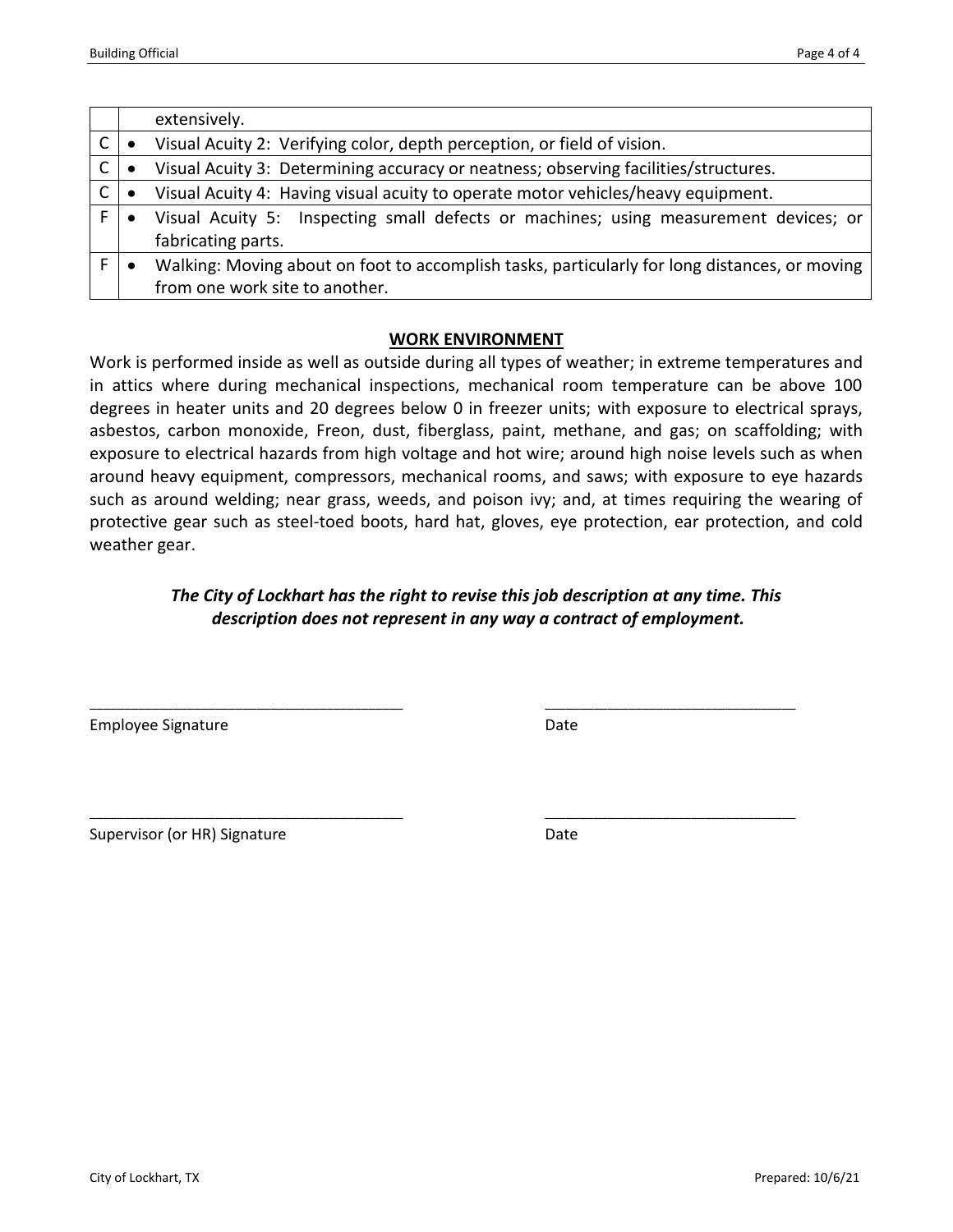| | | |
|---|---|---|
| | | extensively. |
| C | • | Visual Acuity 2: Verifying color, depth perception, or field of vision. |
| C | • | Visual Acuity 3: Determining accuracy or neatness; observing facilities/structures. |
| C | • | Visual Acuity 4: Having visual acuity to operate motor vehicles/heavy equipment. |
| F | • | Visual Acuity 5: Inspecting small defects or machines; using measurement devices; or fabricating parts. |
| F | • | Walking: Moving about on foot to accomplish tasks, particularly for long distances, or moving from one work site to another. |

## WORK ENVIRONMENT

Work is performed inside as well as outside during all types of weather; in extreme temperatures and in attics where during mechanical inspections, mechanical room temperature can be above 100 degrees in heater units and 20 degrees below 0 in freezer units; with exposure to electrical sprays, asbestos, carbon monoxide, Freon, dust, fiberglass, paint, methane, and gas; on scaffolding; with exposure to electrical hazards from high voltage and hot wire; around high noise levels such as when around heavy equipment, compressors, mechanical rooms, and saws; with exposure to eye hazards such as around welding; near grass, weeds, and poison ivy; and, at times requiring the wearing of protective gear such as steel-toed boots, hard hat, gloves, eye protection, ear protection, and cold weather gear.

***The City of Lockhart has the right to revise this job description at any time. This description does not represent in any way a contract of employment.***

_____________________________________ &nbsp;&nbsp;&nbsp;&nbsp; ______________________________

Employee Signature &nbsp;&nbsp;&nbsp;&nbsp; Date

_____________________________________ &nbsp;&nbsp;&nbsp;&nbsp; ______________________________

Supervisor (or HR) Signature &nbsp;&nbsp;&nbsp;&nbsp; Date